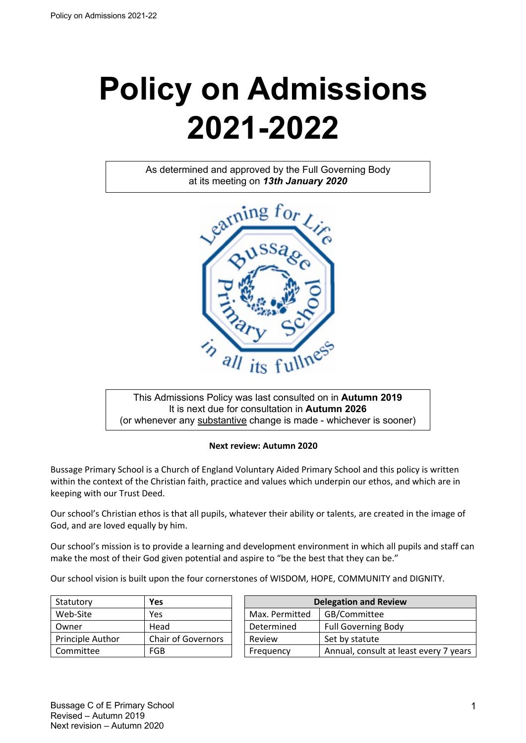# Policy on Admissions 2021-2022

As determined and approved by the Full Governing Body at its meeting on ***13th January 2020***

This Admissions Policy was last consulted on in **Autumn 2019**
It is next due for consultation in **Autumn 2026**
(or whenever any substantive change is made - whichever is sooner)

**Next review: Autumn 2020**

Bussage Primary School is a Church of England Voluntary Aided Primary School and this policy is written within the context of the Christian faith, practice and values which underpin our ethos, and which are in keeping with our Trust Deed.

Our school's Christian ethos is that all pupils, whatever their ability or talents, are created in the image of God, and are loved equally by him.

Our school's mission is to provide a learning and development environment in which all pupils and staff can make the most of their God given potential and aspire to "be the best that they can be."

Our school vision is built upon the four cornerstones of WISDOM, HOPE, COMMUNITY and DIGNITY.

| Statutory | **Yes** |
|---|---|
| Web-Site | Yes |
| Owner | Head |
| Principle Author | Chair of Governors |
| Committee | FGB |

| **Delegation and Review** | |
|---|---|
| Max. Permitted | GB/Committee |
| Determined | Full Governing Body |
| Review | Set by statute |
| Frequency | Annual, consult at least every 7 years |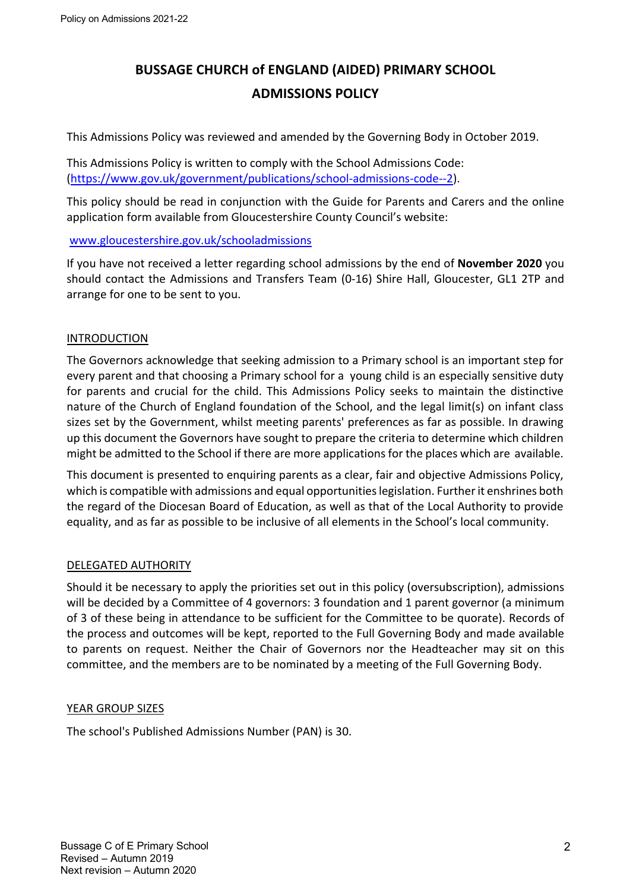# BUSSAGE CHURCH of ENGLAND (AIDED) PRIMARY SCHOOL

## ADMISSIONS POLICY

This Admissions Policy was reviewed and amended by the Governing Body in October 2019.

This Admissions Policy is written to comply with the School Admissions Code: (https://www.gov.uk/government/publications/school-admissions-code--2).

This policy should be read in conjunction with the Guide for Parents and Carers and the online application form available from Gloucestershire County Council's website:

www.gloucestershire.gov.uk/schooladmissions

If you have not received a letter regarding school admissions by the end of **November 2020** you should contact the Admissions and Transfers Team (0-16) Shire Hall, Gloucester, GL1 2TP and arrange for one to be sent to you.

### INTRODUCTION

The Governors acknowledge that seeking admission to a Primary school is an important step for every parent and that choosing a Primary school for a young child is an especially sensitive duty for parents and crucial for the child. This Admissions Policy seeks to maintain the distinctive nature of the Church of England foundation of the School, and the legal limit(s) on infant class sizes set by the Government, whilst meeting parents' preferences as far as possible. In drawing up this document the Governors have sought to prepare the criteria to determine which children might be admitted to the School if there are more applications for the places which are available.

This document is presented to enquiring parents as a clear, fair and objective Admissions Policy, which is compatible with admissions and equal opportunities legislation. Further it enshrines both the regard of the Diocesan Board of Education, as well as that of the Local Authority to provide equality, and as far as possible to be inclusive of all elements in the School's local community.

### DELEGATED AUTHORITY

Should it be necessary to apply the priorities set out in this policy (oversubscription), admissions will be decided by a Committee of 4 governors: 3 foundation and 1 parent governor (a minimum of 3 of these being in attendance to be sufficient for the Committee to be quorate). Records of the process and outcomes will be kept, reported to the Full Governing Body and made available to parents on request. Neither the Chair of Governors nor the Headteacher may sit on this committee, and the members are to be nominated by a meeting of the Full Governing Body.

### YEAR GROUP SIZES

The school's Published Admissions Number (PAN) is 30.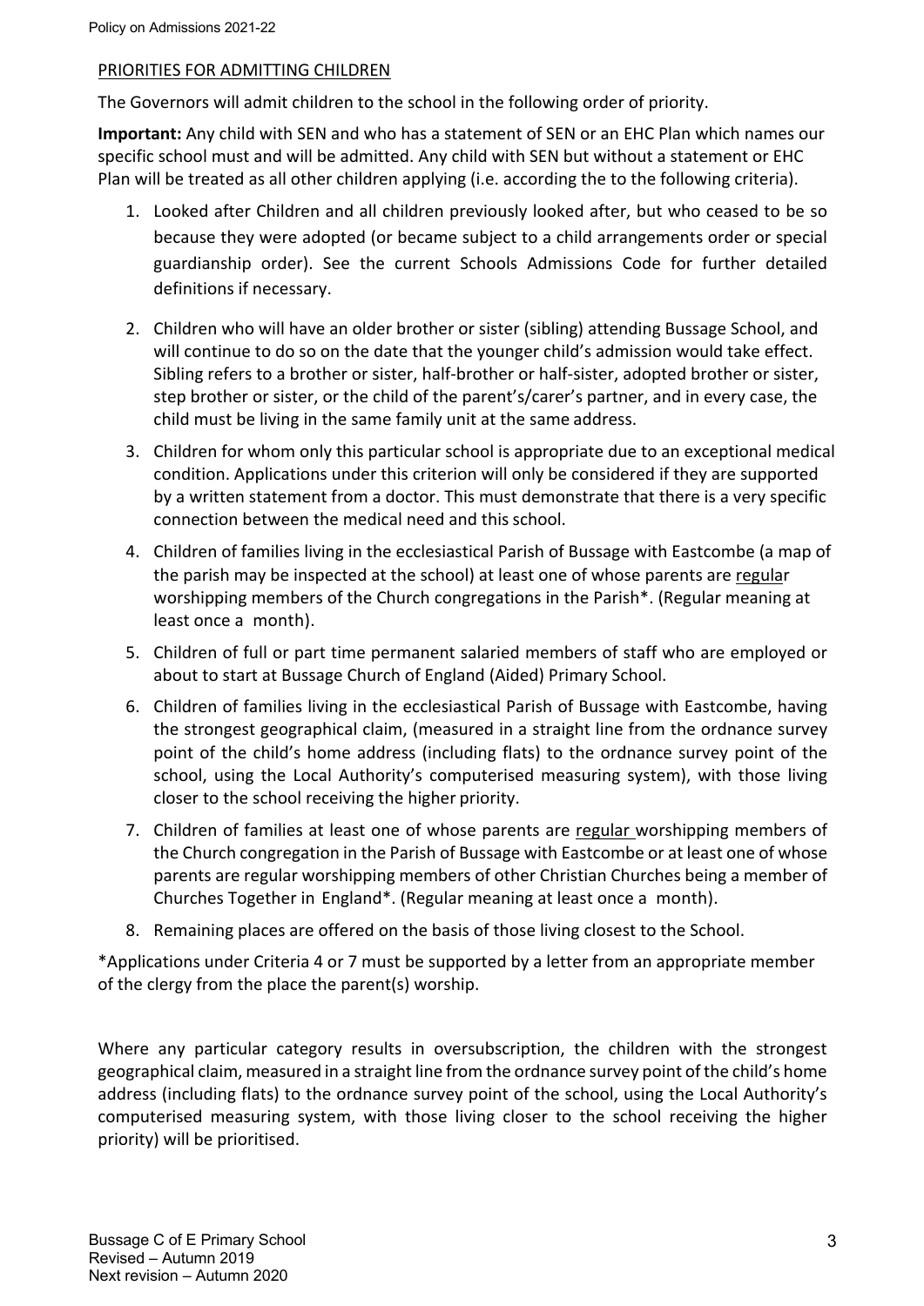## PRIORITIES FOR ADMITTING CHILDREN

The Governors will admit children to the school in the following order of priority.

**Important:** Any child with SEN and who has a statement of SEN or an EHC Plan which names our specific school must and will be admitted. Any child with SEN but without a statement or EHC Plan will be treated as all other children applying (i.e. according the to the following criteria).

1. Looked after Children and all children previously looked after, but who ceased to be so because they were adopted (or became subject to a child arrangements order or special guardianship order). See the current Schools Admissions Code for further detailed definitions if necessary.
2. Children who will have an older brother or sister (sibling) attending Bussage School, and will continue to do so on the date that the younger child's admission would take effect. Sibling refers to a brother or sister, half-brother or half-sister, adopted brother or sister, step brother or sister, or the child of the parent's/carer's partner, and in every case, the child must be living in the same family unit at the same address.
3. Children for whom only this particular school is appropriate due to an exceptional medical condition. Applications under this criterion will only be considered if they are supported by a written statement from a doctor. This must demonstrate that there is a very specific connection between the medical need and this school.
4. Children of families living in the ecclesiastical Parish of Bussage with Eastcombe (a map of the parish may be inspected at the school) at least one of whose parents are regular worshipping members of the Church congregations in the Parish*. (Regular meaning at least once a month).
5. Children of full or part time permanent salaried members of staff who are employed or about to start at Bussage Church of England (Aided) Primary School.
6. Children of families living in the ecclesiastical Parish of Bussage with Eastcombe, having the strongest geographical claim, (measured in a straight line from the ordnance survey point of the child's home address (including flats) to the ordnance survey point of the school, using the Local Authority's computerised measuring system), with those living closer to the school receiving the higher priority.
7. Children of families at least one of whose parents are regular worshipping members of the Church congregation in the Parish of Bussage with Eastcombe or at least one of whose parents are regular worshipping members of other Christian Churches being a member of Churches Together in England*. (Regular meaning at least once a month).
8. Remaining places are offered on the basis of those living closest to the School.

*Applications under Criteria 4 or 7 must be supported by a letter from an appropriate member of the clergy from the place the parent(s) worship.

Where any particular category results in oversubscription, the children with the strongest geographical claim, measured in a straight line from the ordnance survey point of the child's home address (including flats) to the ordnance survey point of the school, using the Local Authority's computerised measuring system, with those living closer to the school receiving the higher priority) will be prioritised.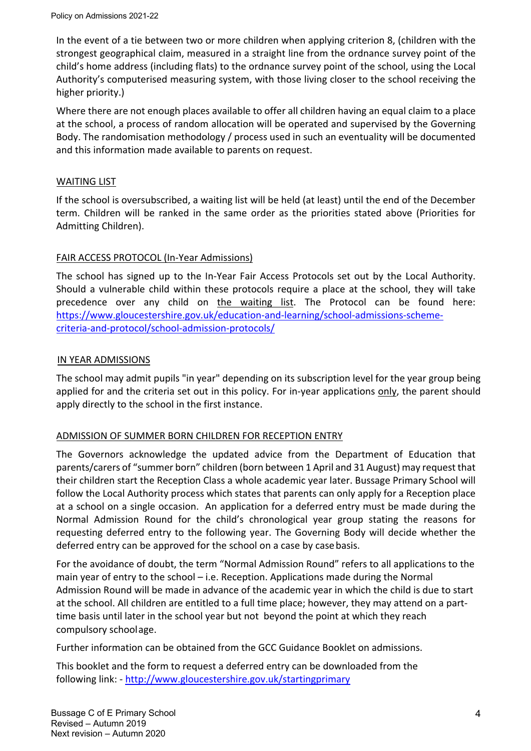In the event of a tie between two or more children when applying criterion 8, (children with the strongest geographical claim, measured in a straight line from the ordnance survey point of the child's home address (including flats) to the ordnance survey point of the school, using the Local Authority's computerised measuring system, with those living closer to the school receiving the higher priority.)

Where there are not enough places available to offer all children having an equal claim to a place at the school, a process of random allocation will be operated and supervised by the Governing Body. The randomisation methodology / process used in such an eventuality will be documented and this information made available to parents on request.

## WAITING LIST

If the school is oversubscribed, a waiting list will be held (at least) until the end of the December term. Children will be ranked in the same order as the priorities stated above (Priorities for Admitting Children).

## FAIR ACCESS PROTOCOL (In-Year Admissions)

The school has signed up to the In-Year Fair Access Protocols set out by the Local Authority. Should a vulnerable child within these protocols require a place at the school, they will take precedence over any child on the waiting list. The Protocol can be found here: [https://www.gloucestershire.gov.uk/education-and-learning/school-admissions-scheme-criteria-and-protocol/school-admission-protocols/](https://www.gloucestershire.gov.uk/education-and-learning/school-admissions-scheme-criteria-and-protocol/school-admission-protocols/)

## IN YEAR ADMISSIONS

The school may admit pupils "in year" depending on its subscription level for the year group being applied for and the criteria set out in this policy. For in-year applications only, the parent should apply directly to the school in the first instance.

## ADMISSION OF SUMMER BORN CHILDREN FOR RECEPTION ENTRY

The Governors acknowledge the updated advice from the Department of Education that parents/carers of "summer born" children (born between 1 April and 31 August) may request that their children start the Reception Class a whole academic year later. Bussage Primary School will follow the Local Authority process which states that parents can only apply for a Reception place at a school on a single occasion. An application for a deferred entry must be made during the Normal Admission Round for the child's chronological year group stating the reasons for requesting deferred entry to the following year. The Governing Body will decide whether the deferred entry can be approved for the school on a case by case basis.

For the avoidance of doubt, the term "Normal Admission Round" refers to all applications to the main year of entry to the school – i.e. Reception. Applications made during the Normal Admission Round will be made in advance of the academic year in which the child is due to start at the school. All children are entitled to a full time place; however, they may attend on a part-time basis until later in the school year but not beyond the point at which they reach compulsory school age.

Further information can be obtained from the GCC Guidance Booklet on admissions.

This booklet and the form to request a deferred entry can be downloaded from the following link: - [http://www.gloucestershire.gov.uk/startingprimary](http://www.gloucestershire.gov.uk/startingprimary)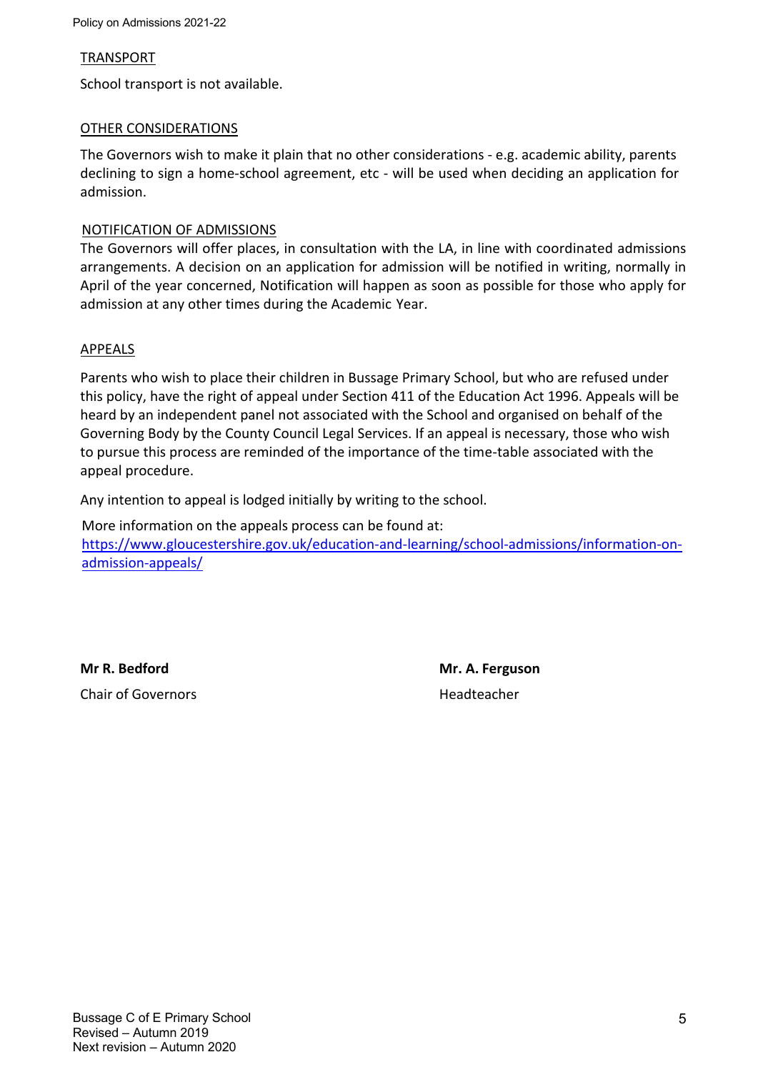## TRANSPORT

School transport is not available.

## OTHER CONSIDERATIONS

The Governors wish to make it plain that no other considerations - e.g. academic ability, parents declining to sign a home-school agreement, etc - will be used when deciding an application for admission.

## NOTIFICATION OF ADMISSIONS

The Governors will offer places, in consultation with the LA, in line with coordinated admissions arrangements. A decision on an application for admission will be notified in writing, normally in April of the year concerned, Notification will happen as soon as possible for those who apply for admission at any other times during the Academic Year.

## APPEALS

Parents who wish to place their children in Bussage Primary School, but who are refused under this policy, have the right of appeal under Section 411 of the Education Act 1996. Appeals will be heard by an independent panel not associated with the School and organised on behalf of the Governing Body by the County Council Legal Services. If an appeal is necessary, those who wish to pursue this process are reminded of the importance of the time-table associated with the appeal procedure.

Any intention to appeal is lodged initially by writing to the school.

More information on the appeals process can be found at:
https://www.gloucestershire.gov.uk/education-and-learning/school-admissions/information-on-admission-appeals/

**Mr R. Bedford**
Chair of Governors

**Mr. A. Ferguson**
Headteacher